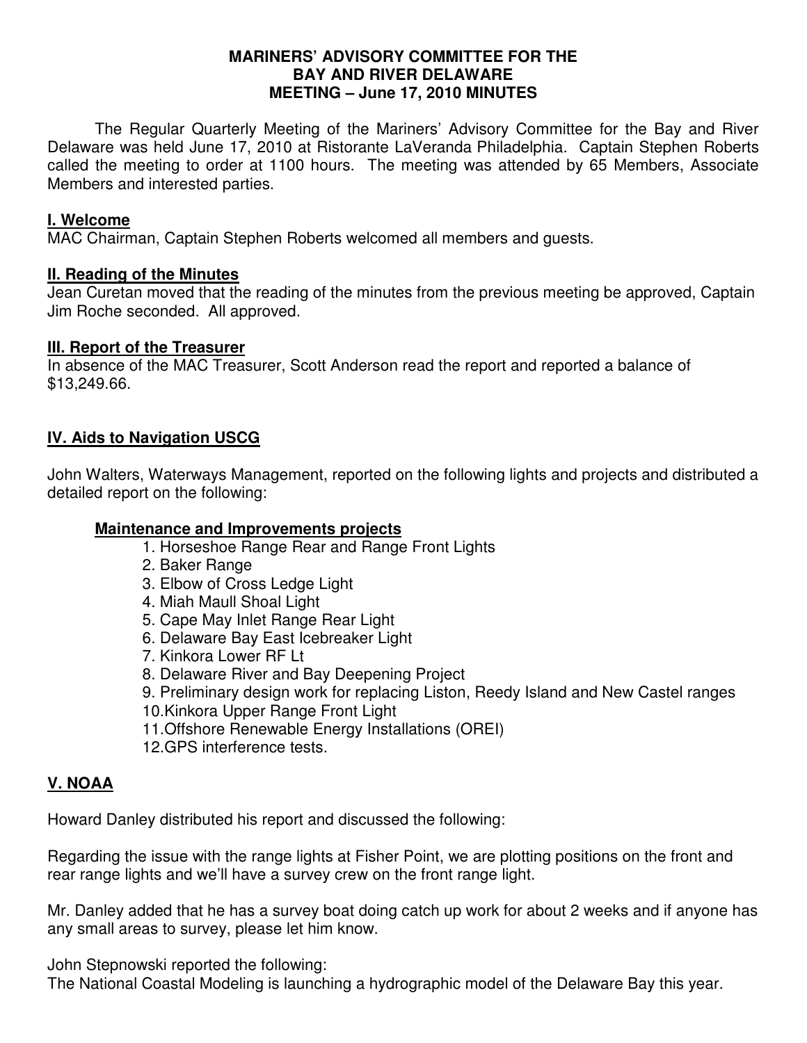# MARINERS' ADVISORY COMMITTEE FOR THE BAY AND RIVER DELAWARE MEETING – June 17, 2010 MINUTES

The Regular Quarterly Meeting of the Mariners' Advisory Committee for the Bay and River Delaware was held June 17, 2010 at Ristorante LaVeranda Philadelphia. Captain Stephen Roberts called the meeting to order at 1100 hours. The meeting was attended by 65 Members, Associate Members and interested parties.

## I. Welcome

MAC Chairman, Captain Stephen Roberts welcomed all members and guests.

## II. Reading of the Minutes

Jean Curetan moved that the reading of the minutes from the previous meeting be approved, Captain Jim Roche seconded. All approved.

## III. Report of the Treasurer

In absence of the MAC Treasurer, Scott Anderson read the report and reported a balance of $13,249.66.

## IV. Aids to Navigation USCG

John Walters, Waterways Management, reported on the following lights and projects and distributed a detailed report on the following:

### Maintenance and Improvements projects

1. Horseshoe Range Rear and Range Front Lights
2. Baker Range
3. Elbow of Cross Ledge Light
4. Miah Maull Shoal Light
5. Cape May Inlet Range Rear Light
6. Delaware Bay East Icebreaker Light
7. Kinkora Lower RF Lt
8. Delaware River and Bay Deepening Project
9. Preliminary design work for replacing Liston, Reedy Island and New Castel ranges
10. Kinkora Upper Range Front Light
11. Offshore Renewable Energy Installations (OREI)
12. GPS interference tests.

## V. NOAA

Howard Danley distributed his report and discussed the following:

Regarding the issue with the range lights at Fisher Point, we are plotting positions on the front and rear range lights and we'll have a survey crew on the front range light.

Mr. Danley added that he has a survey boat doing catch up work for about 2 weeks and if anyone has any small areas to survey, please let him know.

John Stepnowski reported the following:
The National Coastal Modeling is launching a hydrographic model of the Delaware Bay this year.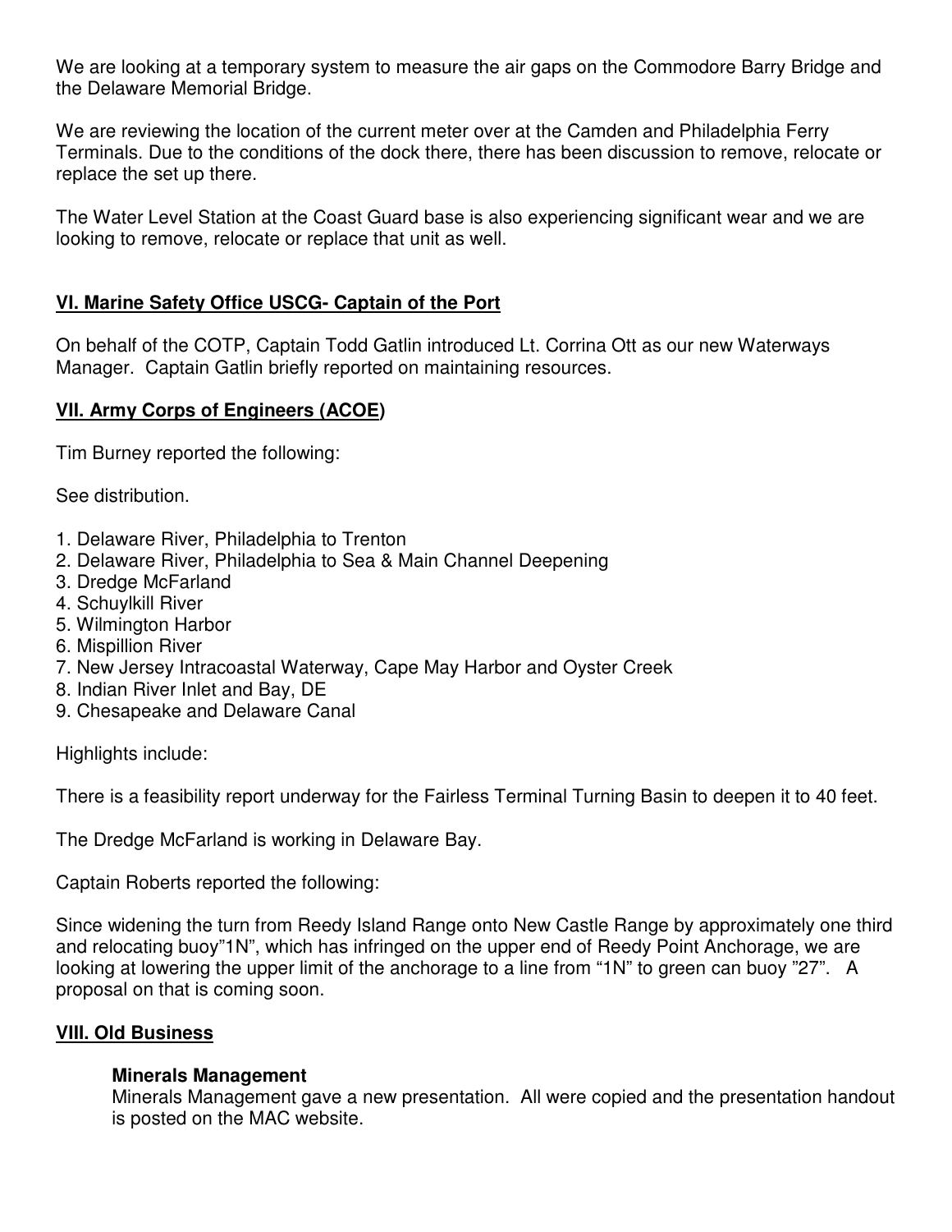We are looking at a temporary system to measure the air gaps on the Commodore Barry Bridge and the Delaware Memorial Bridge.

We are reviewing the location of the current meter over at the Camden and Philadelphia Ferry Terminals. Due to the conditions of the dock there, there has been discussion to remove, relocate or replace the set up there.

The Water Level Station at the Coast Guard base is also experiencing significant wear and we are looking to remove, relocate or replace that unit as well.

## VI. Marine Safety Office USCG- Captain of the Port

On behalf of the COTP, Captain Todd Gatlin introduced Lt. Corrina Ott as our new Waterways Manager. Captain Gatlin briefly reported on maintaining resources.

## VII. Army Corps of Engineers (ACOE)

Tim Burney reported the following:

See distribution.

1. Delaware River, Philadelphia to Trenton
2. Delaware River, Philadelphia to Sea & Main Channel Deepening
3. Dredge McFarland
4. Schuylkill River
5. Wilmington Harbor
6. Mispillion River
7. New Jersey Intracoastal Waterway, Cape May Harbor and Oyster Creek
8. Indian River Inlet and Bay, DE
9. Chesapeake and Delaware Canal

Highlights include:

There is a feasibility report underway for the Fairless Terminal Turning Basin to deepen it to 40 feet.

The Dredge McFarland is working in Delaware Bay.

Captain Roberts reported the following:

Since widening the turn from Reedy Island Range onto New Castle Range by approximately one third and relocating buoy"1N", which has infringed on the upper end of Reedy Point Anchorage, we are looking at lowering the upper limit of the anchorage to a line from "1N" to green can buoy "27". A proposal on that is coming soon.

## VIII. Old Business

**Minerals Management**
Minerals Management gave a new presentation. All were copied and the presentation handout is posted on the MAC website.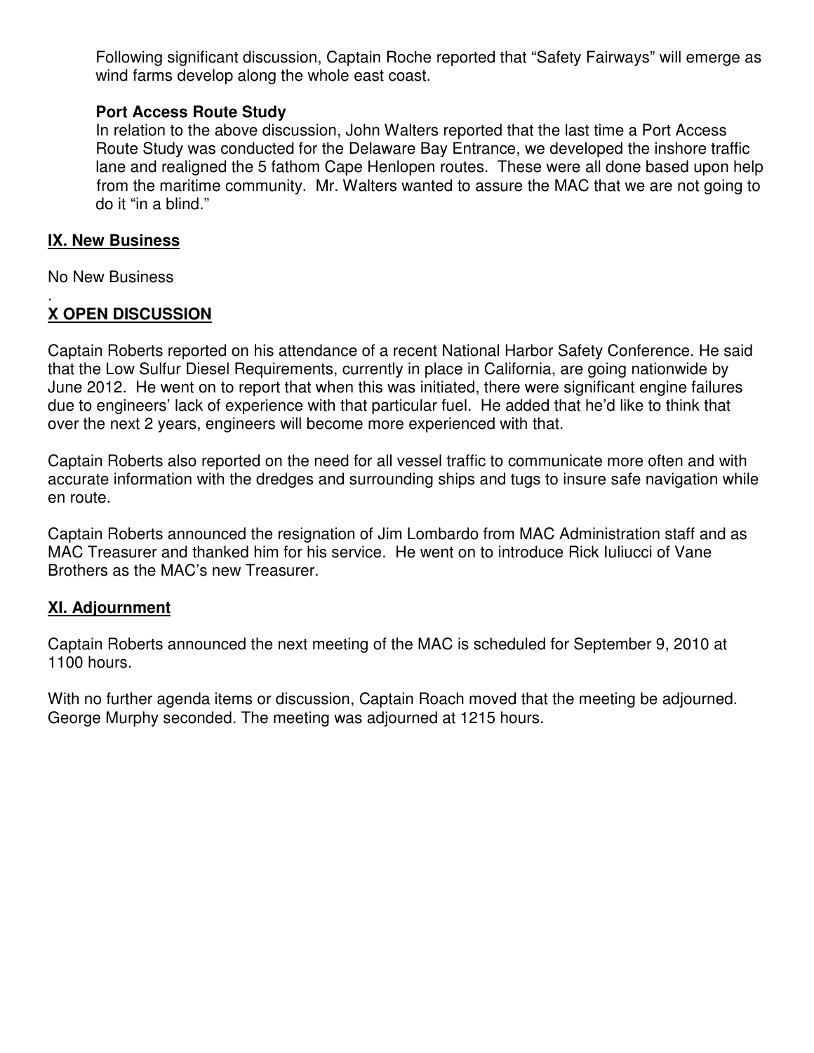Following significant discussion, Captain Roche reported that "Safety Fairways" will emerge as wind farms develop along the whole east coast.

**Port Access Route Study**

In relation to the above discussion, John Walters reported that the last time a Port Access Route Study was conducted for the Delaware Bay Entrance, we developed the inshore traffic lane and realigned the 5 fathom Cape Henlopen routes. These were all done based upon help from the maritime community. Mr. Walters wanted to assure the MAC that we are not going to do it "in a blind."

## IX. New Business

No New Business

.

## X OPEN DISCUSSION

Captain Roberts reported on his attendance of a recent National Harbor Safety Conference. He said that the Low Sulfur Diesel Requirements, currently in place in California, are going nationwide by June 2012. He went on to report that when this was initiated, there were significant engine failures due to engineers' lack of experience with that particular fuel. He added that he'd like to think that over the next 2 years, engineers will become more experienced with that.

Captain Roberts also reported on the need for all vessel traffic to communicate more often and with accurate information with the dredges and surrounding ships and tugs to insure safe navigation while en route.

Captain Roberts announced the resignation of Jim Lombardo from MAC Administration staff and as MAC Treasurer and thanked him for his service. He went on to introduce Rick Iuliucci of Vane Brothers as the MAC's new Treasurer.

## XI. Adjournment

Captain Roberts announced the next meeting of the MAC is scheduled for September 9, 2010 at 1100 hours.

With no further agenda items or discussion, Captain Roach moved that the meeting be adjourned. George Murphy seconded. The meeting was adjourned at 1215 hours.